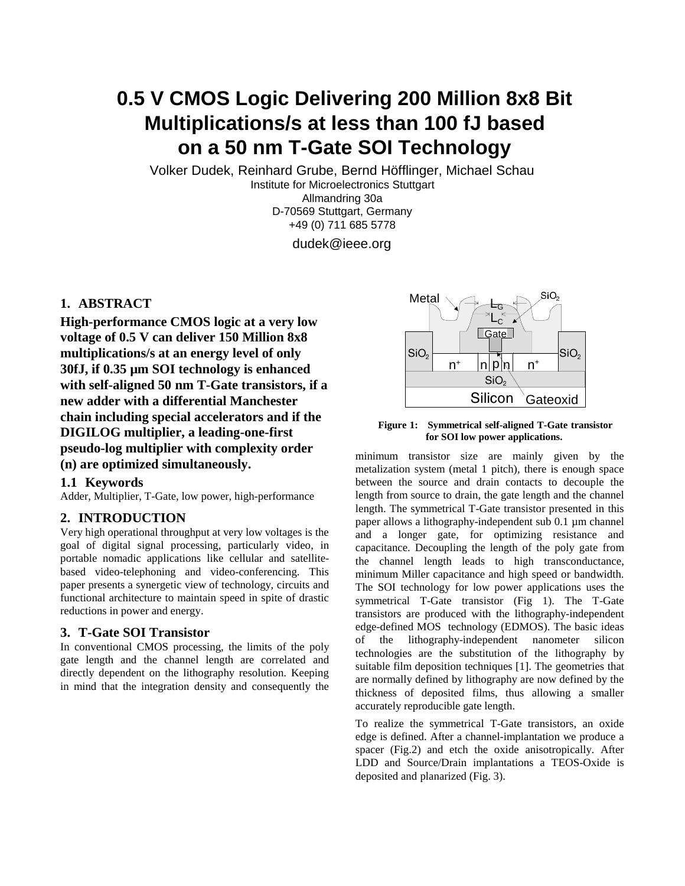# 0.5 V CMOS Logic Delivering 200 Million 8x8 Bit Multiplications/s at less than 100 fJ based on a 50 nm T-Gate SOI Technology

Volker Dudek, Reinhard Grube, Bernd Höfflinger, Michael Schau

Institute for Microelectronics Stuttgart
Allmandring 30a
D-70569 Stuttgart, Germany
+49 (0) 711 685 5778

dudek@ieee.org

## 1. ABSTRACT

**High-performance CMOS logic at a very low voltage of 0.5 V can deliver 150 Million 8x8 multiplications/s at an energy level of only 30fJ, if 0.35 µm SOI technology is enhanced with self-aligned 50 nm T-Gate transistors, if a new adder with a differential Manchester chain including special accelerators and if the DIGILOG multiplier, a leading-one-first pseudo-log multiplier with complexity order (n) are optimized simultaneously.**

### 1.1 Keywords

Adder, Multiplier, T-Gate, low power, high-performance

## 2. INTRODUCTION

Very high operational throughput at very low voltages is the goal of digital signal processing, particularly video, in portable nomadic applications like cellular and satellite-based video-telephoning and video-conferencing. This paper presents a synergetic view of technology, circuits and functional architecture to maintain speed in spite of drastic reductions in power and energy.

## 3. T-Gate SOI Transistor

In conventional CMOS processing, the limits of the poly gate length and the channel length are correlated and directly dependent on the lithography resolution. Keeping in mind that the integration density and consequently the minimum transistor size are mainly given by the metalization system (metal 1 pitch), there is enough space between the source and drain contacts to decouple the length from source to drain, the gate length and the channel length. The symmetrical T-Gate transistor presented in this paper allows a lithography-independent sub 0.1 µm channel and a longer gate, for optimizing resistance and capacitance. Decoupling the length of the poly gate from the channel length leads to high transconductance, minimum Miller capacitance and high speed or bandwidth. The SOI technology for low power applications uses the symmetrical T-Gate transistor (Fig 1). The T-Gate transistors are produced with the lithography-independent edge-defined MOS technology (EDMOS). The basic ideas of the lithography-independent nanometer silicon technologies are the substitution of the lithography by suitable film deposition techniques [1]. The geometries that are normally defined by lithography are now defined by the thickness of deposited films, thus allowing a smaller accurately reproducible gate length.

**Figure 1: Symmetrical self-aligned T-Gate transistor for SOI low power applications.**

To realize the symmetrical T-Gate transistors, an oxide edge is defined. After a channel-implantation we produce a spacer (Fig.2) and etch the oxide anisotropically. After LDD and Source/Drain implantations a TEOS-Oxide is deposited and planarized (Fig. 3).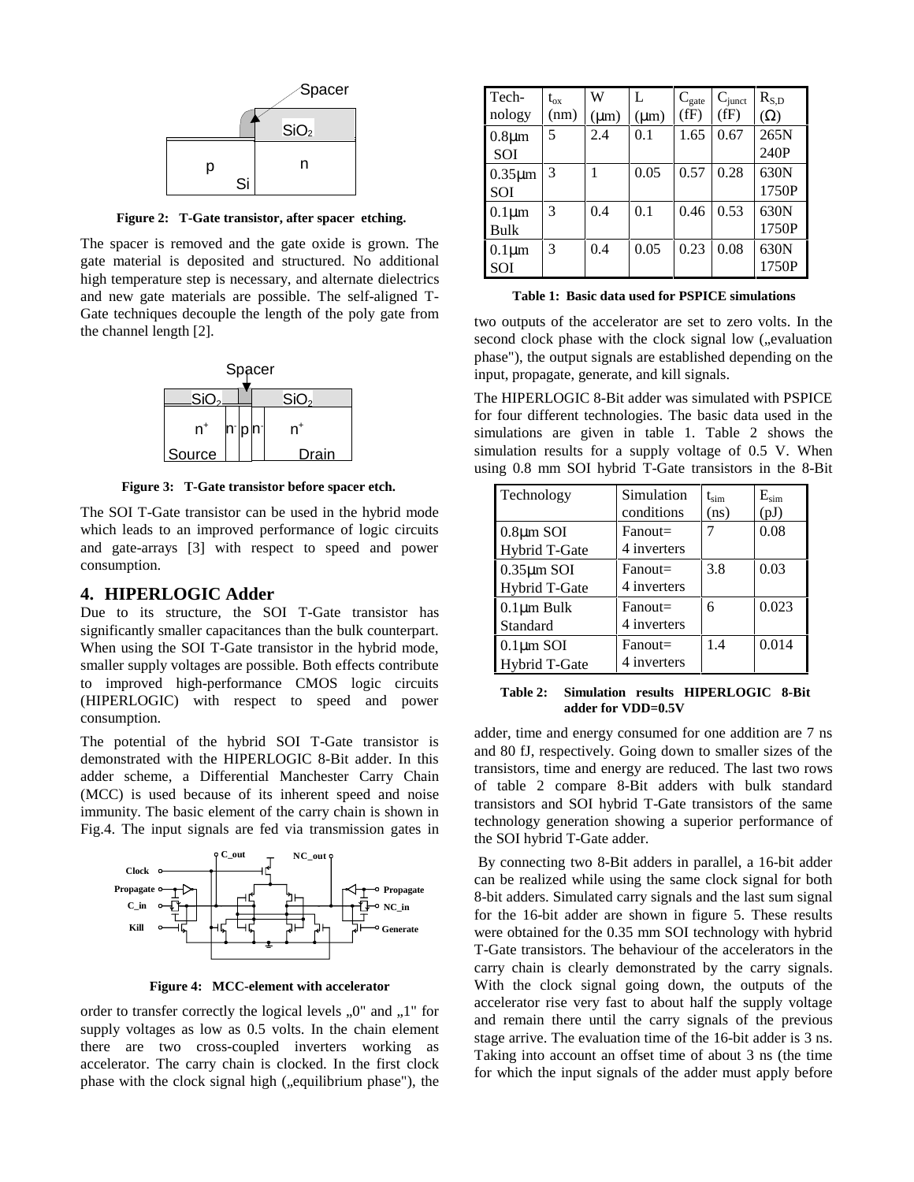Figure 2: T-Gate transistor, after spacer etching.

The spacer is removed and the gate oxide is grown. The gate material is deposited and structured. No additional high temperature step is necessary, and alternate dielectrics and new gate materials are possible. The self-aligned T-Gate techniques decouple the length of the poly gate from the channel length [2].

Figure 3: T-Gate transistor before spacer etch.

The SOI T-Gate transistor can be used in the hybrid mode which leads to an improved performance of logic circuits and gate-arrays [3] with respect to speed and power consumption.

## 4. HIPERLOGIC Adder

Due to its structure, the SOI T-Gate transistor has significantly smaller capacitances than the bulk counterpart. When using the SOI T-Gate transistor in the hybrid mode, smaller supply voltages are possible. Both effects contribute to improved high-performance CMOS logic circuits (HIPERLOGIC) with respect to speed and power consumption.

The potential of the hybrid SOI T-Gate transistor is demonstrated with the HIPERLOGIC 8-Bit adder. In this adder scheme, a Differential Manchester Carry Chain (MCC) is used because of its inherent speed and noise immunity. The basic element of the carry chain is shown in Fig.4. The input signals are fed via transmission gates in

Figure 4: MCC-element with accelerator

order to transfer correctly the logical levels „0" and „1" for supply voltages as low as 0.5 volts. In the chain element there are two cross-coupled inverters working as accelerator. The carry chain is clocked. In the first clock phase with the clock signal high („equilibrium phase"), the

| Tech-nology | $t_{ox}$ (nm) | W (μm) | L (μm) | $C_{gate}$ (fF) | $C_{junct}$ (fF) | $R_{S,D}$ (Ω) |
|---|---|---|---|---|---|---|
| 0.8μm SOI | 5 | 2.4 | 0.1 | 1.65 | 0.67 | 265N 240P |
| 0.35μm SOI | 3 | 1 | 0.05 | 0.57 | 0.28 | 630N 1750P |
| 0.1μm Bulk | 3 | 0.4 | 0.1 | 0.46 | 0.53 | 630N 1750P |
| 0.1μm SOI | 3 | 0.4 | 0.05 | 0.23 | 0.08 | 630N 1750P |

Table 1: Basic data used for PSPICE simulations

two outputs of the accelerator are set to zero volts. In the second clock phase with the clock signal low („evaluation phase"), the output signals are established depending on the input, propagate, generate, and kill signals.

The HIPERLOGIC 8-Bit adder was simulated with PSPICE for four different technologies. The basic data used in the simulations are given in table 1. Table 2 shows the simulation results for a supply voltage of 0.5 V. When using 0.8 mm SOI hybrid T-Gate transistors in the 8-Bit

| Technology | Simulation conditions | $t_{sim}$ (ns) | $E_{sim}$ (pJ) |
|---|---|---|---|
| 0.8μm SOI Hybrid T-Gate | Fanout= 4 inverters | 7 | 0.08 |
| 0.35μm SOI Hybrid T-Gate | Fanout= 4 inverters | 3.8 | 0.03 |
| 0.1μm Bulk Standard | Fanout= 4 inverters | 6 | 0.023 |
| 0.1μm SOI Hybrid T-Gate | Fanout= 4 inverters | 1.4 | 0.014 |

Table 2: Simulation results HIPERLOGIC 8-Bit adder for VDD=0.5V

adder, time and energy consumed for one addition are 7 ns and 80 fJ, respectively. Going down to smaller sizes of the transistors, time and energy are reduced. The last two rows of table 2 compare 8-Bit adders with bulk standard transistors and SOI hybrid T-Gate transistors of the same technology generation showing a superior performance of the SOI hybrid T-Gate adder.

By connecting two 8-Bit adders in parallel, a 16-bit adder can be realized while using the same clock signal for both 8-bit adders. Simulated carry signals and the last sum signal for the 16-bit adder are shown in figure 5. These results were obtained for the 0.35 mm SOI technology with hybrid T-Gate transistors. The behaviour of the accelerators in the carry chain is clearly demonstrated by the carry signals. With the clock signal going down, the outputs of the accelerator rise very fast to about half the supply voltage and remain there until the carry signals of the previous stage arrive. The evaluation time of the 16-bit adder is 3 ns. Taking into account an offset time of about 3 ns (the time for which the input signals of the adder must apply before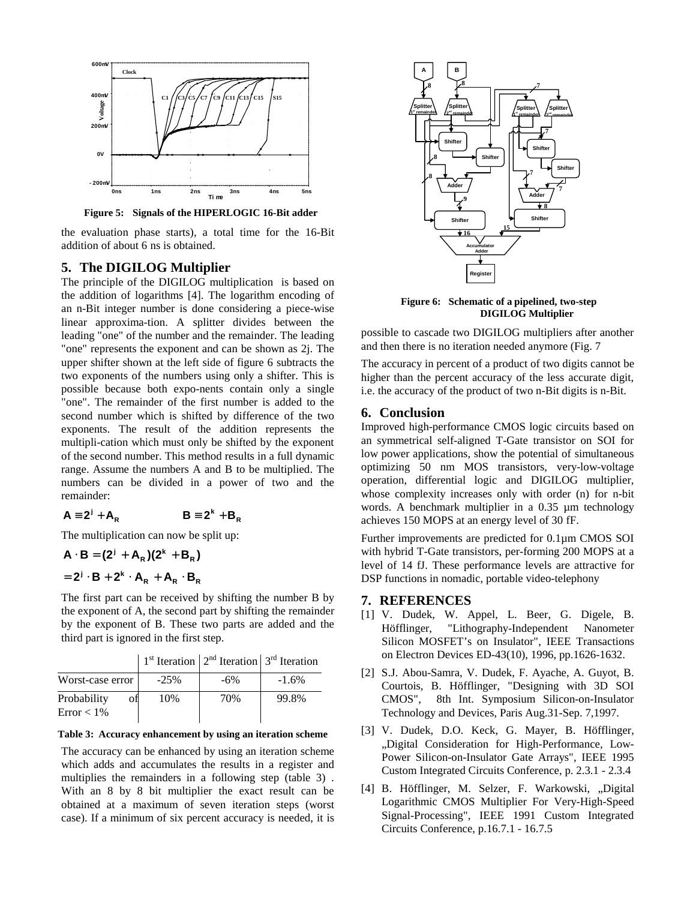600mV

Clock

400mV

Voltage

200mV

0V

-200mV

0ns 1ns 2ns 3ns 4ns 5ns

Time

C1 C3 C5 C7 C9 C11 C13 C15 S15

**Figure 5: Signals of the HIPERLOGIC 16-Bit adder**

the evaluation phase starts), a total time for the 16-Bit addition of about 6 ns is obtained.

## 5. The DIGILOG Multiplier

The principle of the DIGILOG multiplication is based on the addition of logarithms [4]. The logarithm encoding of an n-Bit integer number is done considering a piece-wise linear approxima-tion. A splitter divides between the leading "one" of the number and the remainder. The leading "one" represents the exponent and can be shown as 2j. The upper shifter shown at the left side of figure 6 subtracts the two exponents of the numbers using only a shifter. This is possible because both expo-nents contain only a single "one". The remainder of the first number is added to the second number which is shifted by difference of the two exponents. The result of the addition represents the multipli-cation which must only be shifted by the exponent of the second number. This method results in a full dynamic range. Assume the numbers A and B to be multiplied. The numbers can be divided in a power of two and the remainder:

$$A \equiv 2^j + A_R \qquad B \equiv 2^k + B_R$$

The multiplication can now be split up:

$$A \cdot B = (2^j + A_R)(2^k + B_R)$$

$$= 2^j \cdot B + 2^k \cdot A_R + A_R \cdot B_R$$

The first part can be received by shifting the number B by the exponent of A, the second part by shifting the remainder by the exponent of B. These two parts are added and the third part is ignored in the first step.

| | 1st Iteration | 2nd Iteration | 3rd Iteration |
|---|---|---|---|
| Worst-case error | -25% | -6% | -1.6% |
| Probability of Error < 1% | 10% | 70% | 99.8% |

**Table 3: Accuracy enhancement by using an iteration scheme**

The accuracy can be enhanced by using an iteration scheme which adds and accumulates the results in a register and multiplies the remainders in a following step (table 3) . With an 8 by 8 bit multiplier the exact result can be obtained at a maximum of seven iteration steps (worst case). If a minimum of six percent accuracy is needed, it is possible to cascade two DIGILOG multipliers after another and then there is no iteration needed anymore (Fig. 7

A B 8 8 7 Splitter 1st remainder Splitter 2nd remainder Splitter 1st remainder Splitter 2nd remainder 7 Shifter Shifter Shifter 8 Shifter 7 8 Adder 7 Adder 9 8 Shifter Shifter 15 16 Accumulator Adder Register

**Figure 6: Schematic of a pipelined, two-step DIGILOG Multiplier**

The accuracy in percent of a product of two digits cannot be higher than the percent accuracy of the less accurate digit, i.e. the accuracy of the product of two n-Bit digits is n-Bit.

## 6. Conclusion

Improved high-performance CMOS logic circuits based on an symmetrical self-aligned T-Gate transistor on SOI for low power applications, show the potential of simultaneous optimizing 50 nm MOS transistors, very-low-voltage operation, differential logic and DIGILOG multiplier, whose complexity increases only with order (n) for n-bit words. A benchmark multiplier in a 0.35 µm technology achieves 150 MOPS at an energy level of 30 fF.

Further improvements are predicted for 0.1µm CMOS SOI with hybrid T-Gate transistors, per-forming 200 MOPS at a level of 14 fJ. These performance levels are attractive for DSP functions in nomadic, portable video-telephony

## 7. REFERENCES

[1] V. Dudek, W. Appel, L. Beer, G. Digele, B. Höfflinger, "Lithography-Independent Nanometer Silicon MOSFET's on Insulator", IEEE Transactions on Electron Devices ED-43(10), 1996, pp.1626-1632.

[2] S.J. Abou-Samra, V. Dudek, F. Ayache, A. Guyot, B. Courtois, B. Höfflinger, "Designing with 3D SOI CMOS", 8th Int. Symposium Silicon-on-Insulator Technology and Devices, Paris Aug.31-Sep. 7,1997.

[3] V. Dudek, D.O. Keck, G. Mayer, B. Höfflinger, „Digital Consideration for High-Performance, Low-Power Silicon-on-Insulator Gate Arrays", IEEE 1995 Custom Integrated Circuits Conference, p. 2.3.1 - 2.3.4

[4] B. Höfflinger, M. Selzer, F. Warkowski, „Digital Logarithmic CMOS Multiplier For Very-High-Speed Signal-Processing", IEEE 1991 Custom Integrated Circuits Conference, p.16.7.1 - 16.7.5